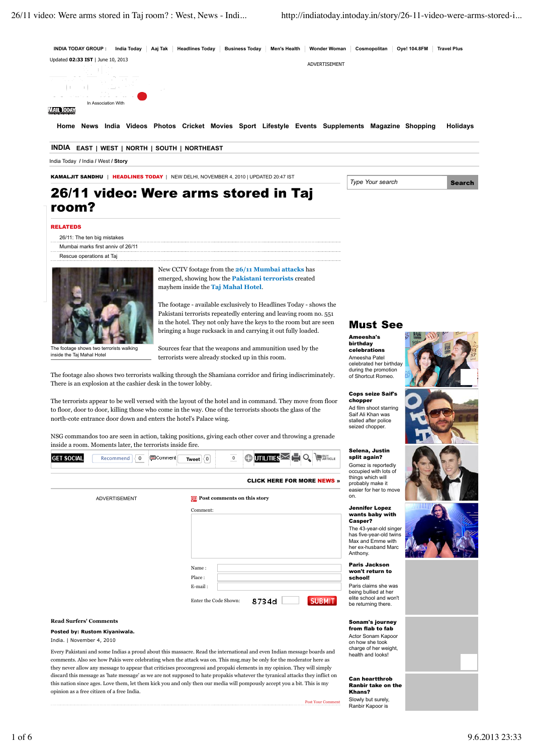INDIA TODAY GROUP : India Today | Aaj Tak | Headlines Today | Business Today | Men's Health | Wonder Woman | Cosmopolitan | Oye! 104.8FM | Travel Plus

Updated **02:33 IST** | June 10, 2013

ADVERTISEMENT

In Association With

Home News India Videos Photos Cricket Movies Sport Lifestyle Events Supplements Magazine Shopping Holidays

**INDIA** EAST | WEST | NORTH | SOUTH | NORTHEAST

India Today / India / West / **Story**

**KAMALJIT SANDHU** | **HEADLINES TODAY** | NEW DELHI, NOVEMBER 4, 2010 | UPDATED 20:47 IST

# 26/11 video: Were arms stored in Taj room?

**RELATEDS**

- 26/11: The ten big mistakes
- Mumbai marks first anniv of 26/11
- Rescue operations at Taj

The footage shows two terrorists walking inside the Taj Mahal Hotel

New CCTV footage from the **26/11 Mumbai attacks** has emerged, showing how the **Pakistani terrorists** created mayhem inside the **Taj Mahal Hotel**.

The footage - available exclusively to Headlines Today - shows the Pakistani terrorists repeatedly entering and leaving room no. 551 in the hotel. They not only have the keys to the room but are seen bringing a huge rucksack in and carrying it out fully loaded.

Sources fear that the weapons and ammunition used by the terrorists were already stocked up in this room.

The footage also shows two terrorists walking through the Shamiana corridor and firing indiscriminately. There is an explosion at the cashier desk in the tower lobby.

The terrorists appear to be well versed with the layout of the hotel and in command. They move from floor to floor, door to door, killing those who come in the way. One of the terrorists shoots the glass of the north-cote entrance door down and enters the hotel's Palace wing.

NSG commandos too are seen in action, taking positions, giving each other cover and throwing a grenade inside a room. Moments later, the terrorists inside fire.

GET SOCIAL | Recommend 0 | Comment | Tweet 0 | 0 | UTILITIES | BUY ARTICLE

**CLICK HERE FOR MORE NEWS »**

ADVERTISEMENT

**Post comments on this story**

Comment:

Name :

Place :

E-mail :

Enter the Code Shown: 8734d SUBMIT

**Read Surfers' Comments**

**Posted by: Rustom Kiyaniwala.**

India. | November 4, 2010

Every Pakistani and some Indias a proud about this massacre. Read the international and even Indian message boards and comments. Also see how Pakis were celebrating when the attack was on. This msg.may be only for the moderator here as they never allow any message to appear that criticises procongressi and propaki elements in my opinion. They will simply discard this message as 'hate message' as we are not supposed to hate propakis whatever the tyranical attacks they inflict on this nation since ages. Love them, let them kick you and only then our media will pompously accept you a bit. This is my opinion as a free citizen of a free India.

Post Your Comment

Type Your search | Search

## Must See

**Ameesha's birthday celebrations**
Ameesha Patel celebrated her birthday during the promotion of Shortcut Romeo.

**Cops seize Saif's chopper**
Ad film shoot starring Saif Ali Khan was stalled after police seized chopper.

**Selena, Justin split again?**
Gomez is reportedly occupied with lots of things which will probably make it easier for her to move on.

**Jennifer Lopez wants baby with Casper?**
The 43-year-old singer has five-year-old twins Max and Emme with her ex-husband Marc Anthony.

**Paris Jackson won't return to school!**
Paris claims she was being bullied at her elite school and won't be returning there.

**Sonam's journey from flab to fab**
Actor Sonam Kapoor on how she took charge of her weight, health and looks!

**Can heartthrob Ranbir take on the Khans?**
Slowly but surely, Ranbir Kapoor is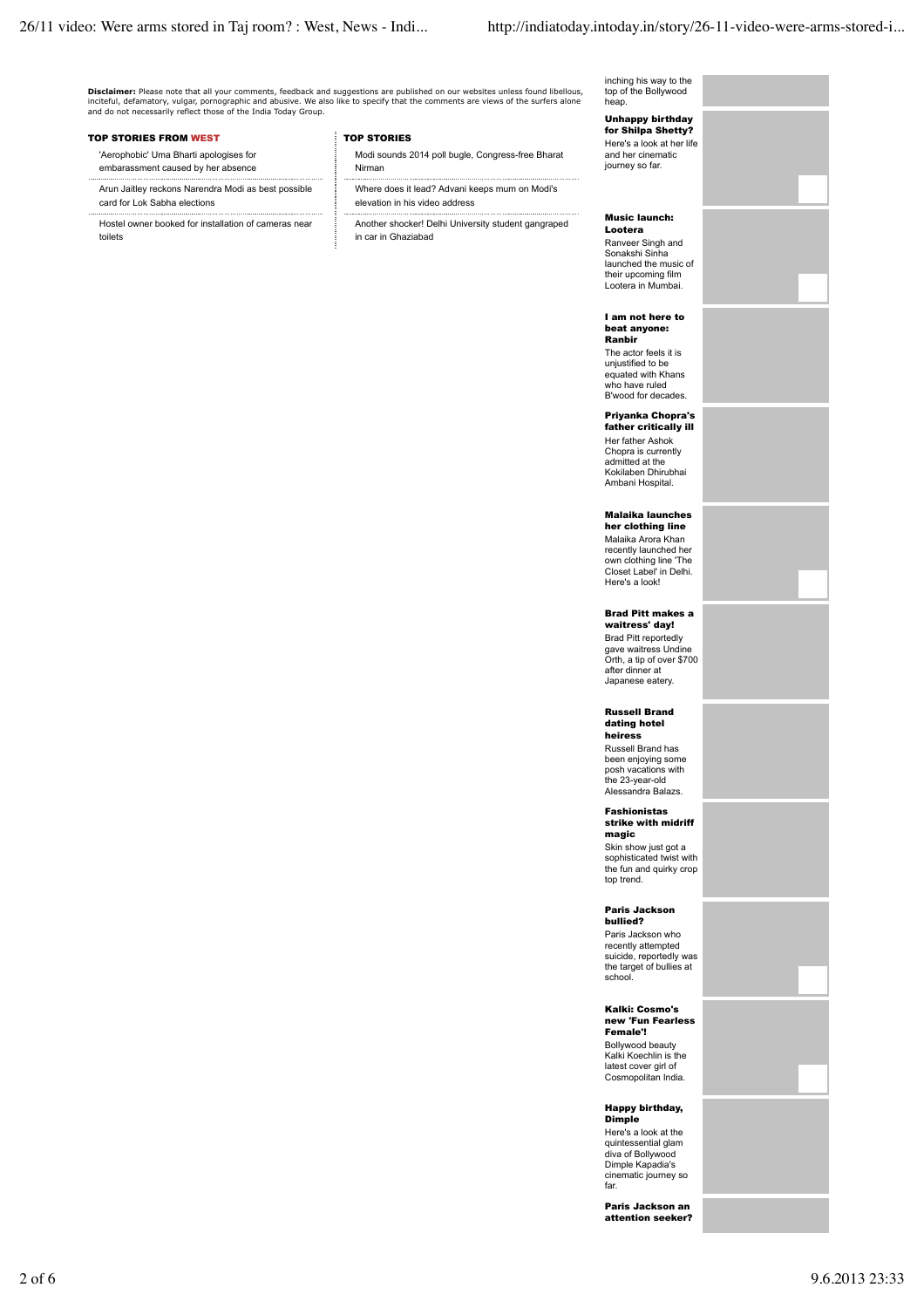**Disclaimer:** Please note that all your comments, feedback and suggestions are published on our websites unless found libellous, inciteful, defamatory, vulgar, pornographic and abusive. We also like to specify that the comments are views of the surfers alone and do not necessarily reflect those of the India Today Group.

### TOP STORIES FROM WEST

- 'Aerophobic' Uma Bharti apologises for embarassment caused by her absence
- Arun Jaitley reckons Narendra Modi as best possible card for Lok Sabha elections
- Hostel owner booked for installation of cameras near toilets

### TOP STORIES

- Modi sounds 2014 poll bugle, Congress-free Bharat Nirman
- Where does it lead? Advani keeps mum on Modi's elevation in his video address
- Another shocker! Delhi University student gangraped in car in Ghaziabad

inching his way to the top of the Bollywood heap.

**Unhappy birthday for Shilpa Shetty?**
Here's a look at her life and her cinematic journey so far.

**Music launch: Lootera**
Ranveer Singh and Sonakshi Sinha launched the music of their upcoming film Lootera in Mumbai.

**I am not here to beat anyone: Ranbir**
The actor feels it is unjustified to be equated with Khans who have ruled B'wood for decades.

**Priyanka Chopra's father critically ill**
Her father Ashok Chopra is currently admitted at the Kokilaben Dhirubhai Ambani Hospital.

**Malaika launches her clothing line**
Malaika Arora Khan recently launched her own clothing line 'The Closet Label' in Delhi. Here's a look!

**Brad Pitt makes a waitress' day!**
Brad Pitt reportedly gave waitress Undine Orth, a tip of over $700 after dinner at Japanese eatery.

**Russell Brand dating hotel heiress**
Russell Brand has been enjoying some posh vacations with the 23-year-old Alessandra Balazs.

**Fashionistas strike with midriff magic**
Skin show just got a sophisticated twist with the fun and quirky crop top trend.

**Paris Jackson bullied?**
Paris Jackson who recently attempted suicide, reportedly was the target of bullies at school.

**Kalki: Cosmo's new 'Fun Fearless Female'!**
Bollywood beauty Kalki Koechlin is the latest cover girl of Cosmopolitan India.

**Happy birthday, Dimple**
Here's a look at the quintessential glam diva of Bollywood Dimple Kapadia's cinematic journey so far.

**Paris Jackson an attention seeker?**